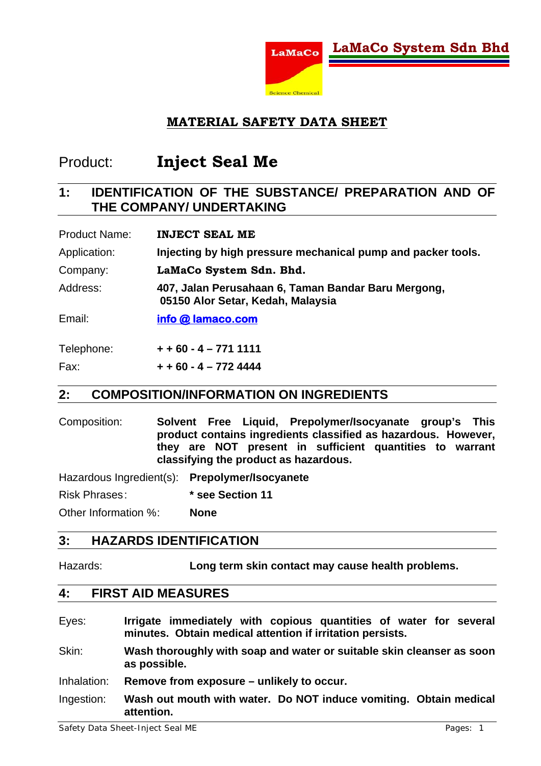LaMaCo System Sdn Bhd

# MATERIAL SAFETY DATA SHEET

## Product: **Inject Seal Me**

## 1: IDENTIFICATION OF THE SUBSTANCE/ PREPARATION AND OF THE COMPANY/ UNDERTAKING

Product Name: **INJECT SEAL ME**

Application: **Injecting by high pressure mechanical pump and packer tools.**

Company: **LaMaCo System Sdn. Bhd.**

Address: **407, Jalan Perusahaan 6, Taman Bandar Baru Mergong, 05150 Alor Setar, Kedah, Malaysia**

Email: **info @ lamaco.com**

Telephone: **+ + 60 - 4 – 771 1111**

Fax: **+ + 60 - 4 – 772 4444**

## 2: COMPOSITION/INFORMATION ON INGREDIENTS

Composition: **Solvent Free Liquid, Prepolymer/Isocyanate group's This product contains ingredients classified as hazardous. However, they are NOT present in sufficient quantities to warrant classifying the product as hazardous.**

Hazardous Ingredient(s): **Prepolymer/Isocyanete**

Risk Phrases: *** see Section 11**

Other Information %: **None**

## 3: HAZARDS IDENTIFICATION

Hazards: **Long term skin contact may cause health problems.**

## 4: FIRST AID MEASURES

Eyes: **Irrigate immediately with copious quantities of water for several minutes. Obtain medical attention if irritation persists.**

Skin: **Wash thoroughly with soap and water or suitable skin cleanser as soon as possible.**

Inhalation: **Remove from exposure – unlikely to occur.**

Ingestion: **Wash out mouth with water. Do NOT induce vomiting. Obtain medical attention.**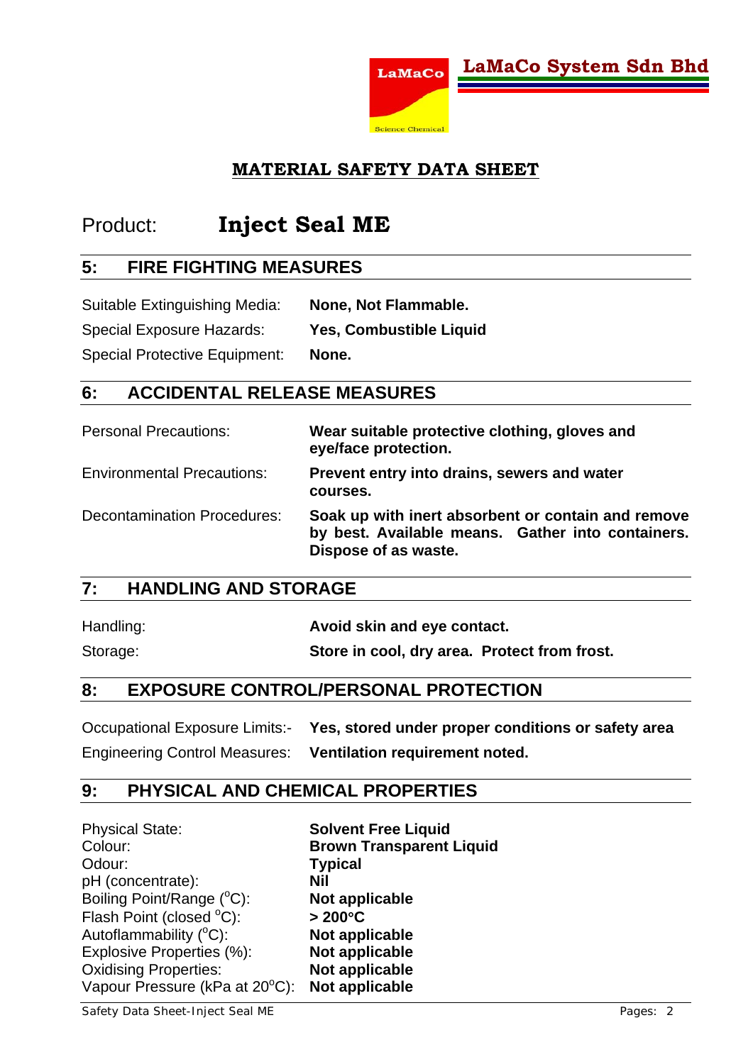**LaMaCo System Sdn Bhd**

# MATERIAL SAFETY DATA SHEET

Product: **Inject Seal ME**

## 5: FIRE FIGHTING MEASURES

| | |
|---|---|
| Suitable Extinguishing Media: | **None, Not Flammable.** |
| Special Exposure Hazards: | **Yes, Combustible Liquid** |
| Special Protective Equipment: | **None.** |

## 6: ACCIDENTAL RELEASE MEASURES

| | |
|---|---|
| Personal Precautions: | **Wear suitable protective clothing, gloves and eye/face protection.** |
| Environmental Precautions: | **Prevent entry into drains, sewers and water courses.** |
| Decontamination Procedures: | **Soak up with inert absorbent or contain and remove by best. Available means. Gather into containers. Dispose of as waste.** |

## 7: HANDLING AND STORAGE

| | |
|---|---|
| Handling: | **Avoid skin and eye contact.** |
| Storage: | **Store in cool, dry area. Protect from frost.** |

## 8: EXPOSURE CONTROL/PERSONAL PROTECTION

| | |
|---|---|
| Occupational Exposure Limits:- | **Yes, stored under proper conditions or safety area** |
| Engineering Control Measures: | **Ventilation requirement noted.** |

## 9: PHYSICAL AND CHEMICAL PROPERTIES

| | |
|---|---|
| Physical State: | **Solvent Free Liquid** |
| Colour: | **Brown Transparent Liquid** |
| Odour: | **Typical** |
| pH (concentrate): | **Nil** |
| Boiling Point/Range (°C): | **Not applicable** |
| Flash Point (closed °C): | **> 200°C** |
| Autoflammability (°C): | **Not applicable** |
| Explosive Properties (%): | **Not applicable** |
| Oxidising Properties: | **Not applicable** |
| Vapour Pressure (kPa at 20°C): | **Not applicable** |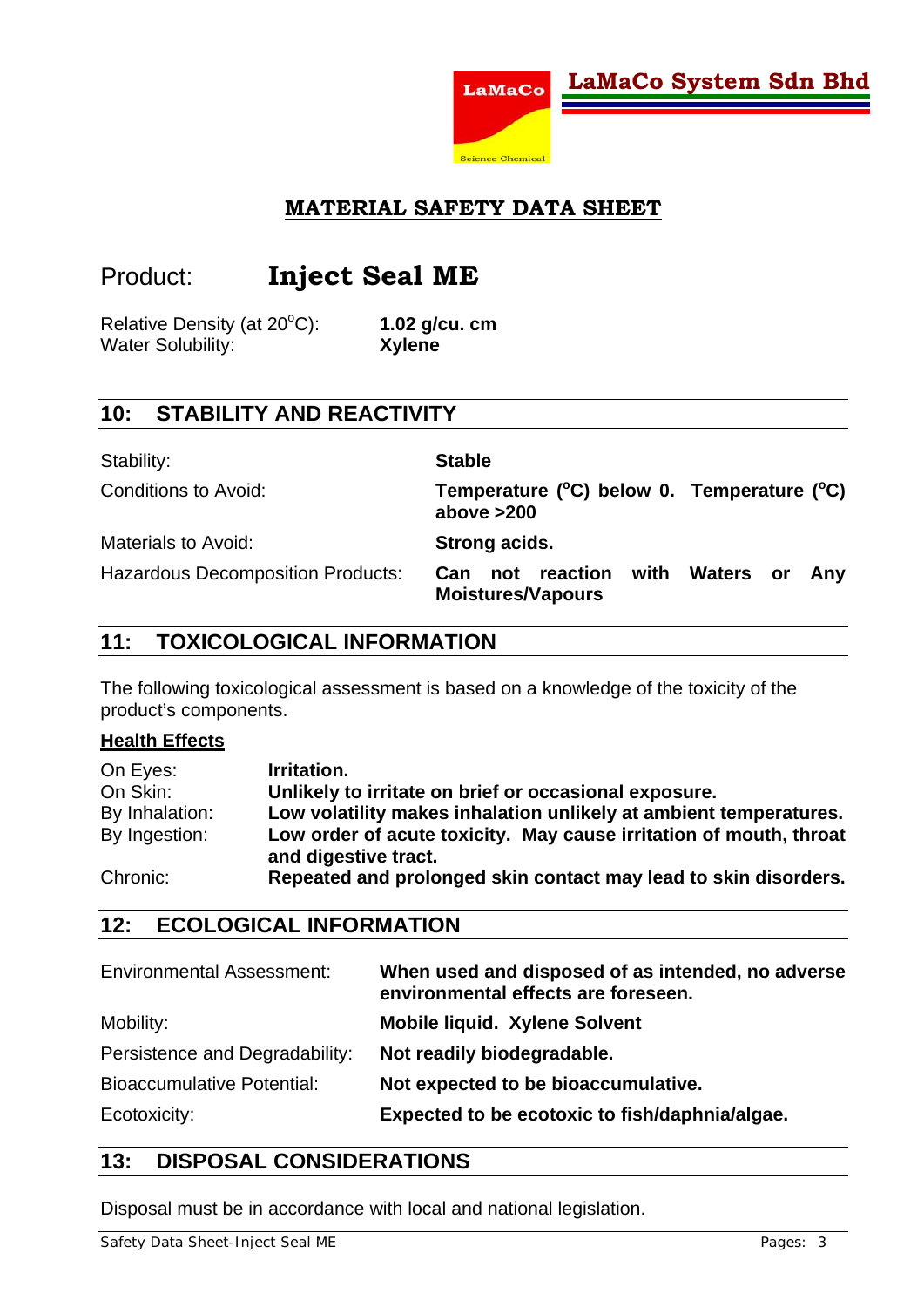LaMaCo System Sdn Bhd

**MATERIAL SAFETY DATA SHEET**

Product: **Inject Seal ME**

| | |
|---|---|
| Relative Density (at 20$^o$C): | **1.02 g/cu. cm** |
| Water Solubility: | **Xylene** |

## 10: STABILITY AND REACTIVITY

| | |
|---|---|
| Stability: | **Stable** |
| Conditions to Avoid: | **Temperature ($^o$C) below 0. Temperature ($^o$C) above >200** |
| Materials to Avoid: | **Strong acids.** |
| Hazardous Decomposition Products: | **Can not reaction with Waters or Any Moistures/Vapours** |

## 11: TOXICOLOGICAL INFORMATION

The following toxicological assessment is based on a knowledge of the toxicity of the product's components.

**Health Effects**

| | |
|---|---|
| On Eyes: | **Irritation.** |
| On Skin: | **Unlikely to irritate on brief or occasional exposure.** |
| By Inhalation: | **Low volatility makes inhalation unlikely at ambient temperatures.** |
| By Ingestion: | **Low order of acute toxicity. May cause irritation of mouth, throat and digestive tract.** |
| Chronic: | **Repeated and prolonged skin contact may lead to skin disorders.** |

## 12: ECOLOGICAL INFORMATION

| | |
|---|---|
| Environmental Assessment: | **When used and disposed of as intended, no adverse environmental effects are foreseen.** |
| Mobility: | **Mobile liquid. Xylene Solvent** |
| Persistence and Degradability: | **Not readily biodegradable.** |
| Bioaccumulative Potential: | **Not expected to be bioaccumulative.** |
| Ecotoxicity: | **Expected to be ecotoxic to fish/daphnia/algae.** |

## 13: DISPOSAL CONSIDERATIONS

Disposal must be in accordance with local and national legislation.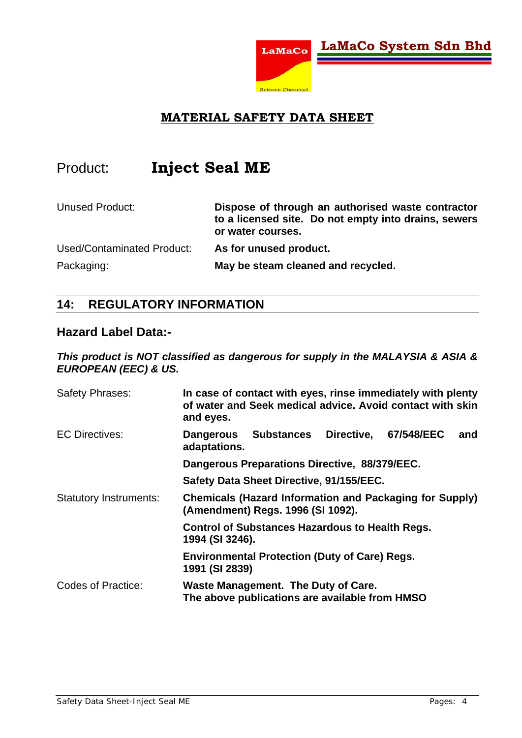LaMaCo System Sdn Bhd

## MATERIAL SAFETY DATA SHEET

# Product: Inject Seal ME

| | |
|---|---|
| Unused Product: | **Dispose of through an authorised waste contractor to a licensed site. Do not empty into drains, sewers or water courses.** |
| Used/Contaminated Product: | **As for unused product.** |
| Packaging: | **May be steam cleaned and recycled.** |

## 14: REGULATORY INFORMATION

### Hazard Label Data:-

***This product is NOT classified as dangerous for supply in the MALAYSIA & ASIA & EUROPEAN (EEC) & US.***

| | |
|---|---|
| Safety Phrases: | **In case of contact with eyes, rinse immediately with plenty of water and Seek medical advice. Avoid contact with skin and eyes.** |
| EC Directives: | **Dangerous Substances Directive, 67/548/EEC and adaptations.** |
| | **Dangerous Preparations Directive, 88/379/EEC.** |
| | **Safety Data Sheet Directive, 91/155/EEC.** |
| Statutory Instruments: | **Chemicals (Hazard Information and Packaging for Supply) (Amendment) Regs. 1996 (SI 1092).** |
| | **Control of Substances Hazardous to Health Regs. 1994 (SI 3246).** |
| | **Environmental Protection (Duty of Care) Regs. 1991 (SI 2839)** |
| Codes of Practice: | **Waste Management. The Duty of Care. The above publications are available from HMSO** |